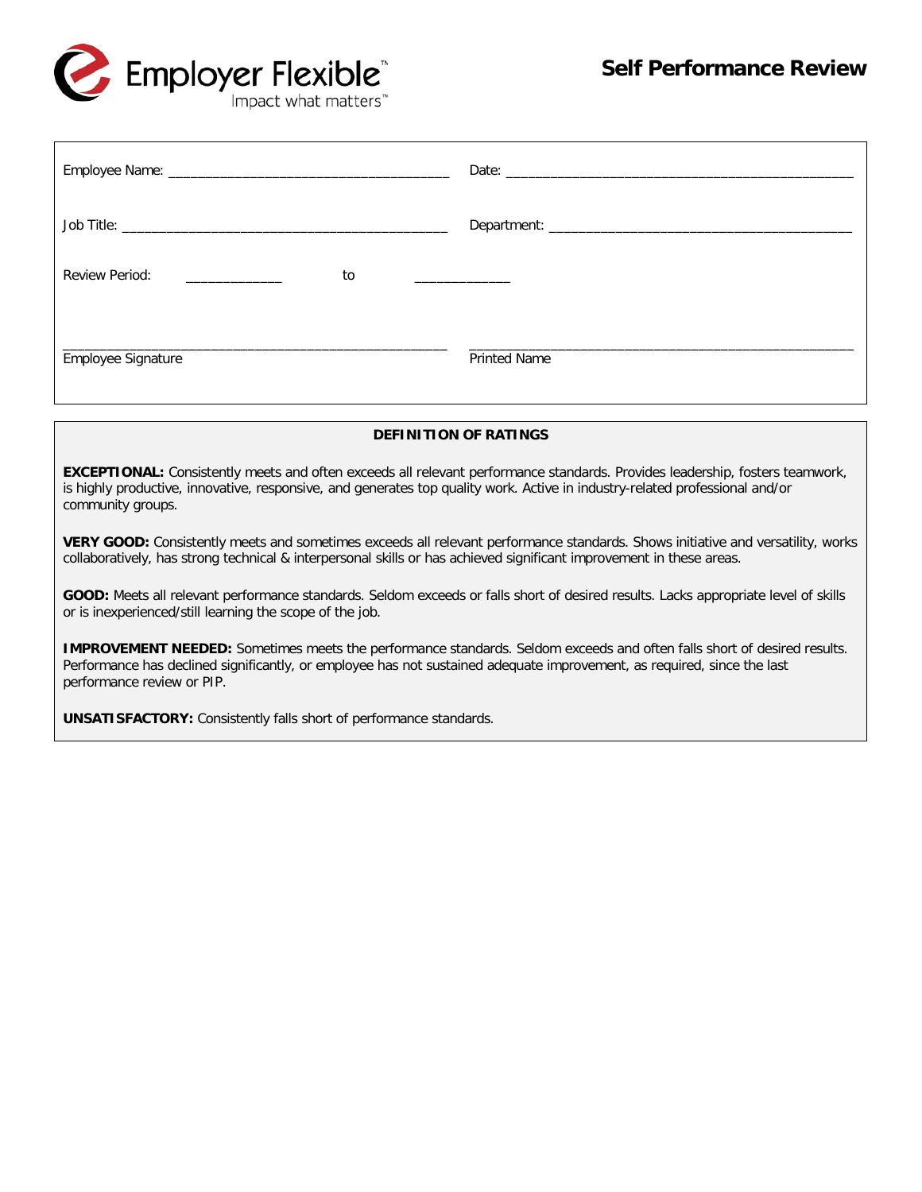Employer Flexible™
Impact what matters™

# Self Performance Review

Employee Name: ______________________________________ Date: ______________________________________________

Job Title: ____________________________________________ Department: _________________________________________

Review Period: _____________ to _____________

_____________________________________________________ _____________________________________________________
Employee Signature Printed Name

**DEFINITION OF RATINGS**

**EXCEPTIONAL:** Consistently meets and often exceeds all relevant performance standards. Provides leadership, fosters teamwork, is highly productive, innovative, responsive, and generates top quality work. Active in industry-related professional and/or community groups.

**VERY GOOD:** Consistently meets and sometimes exceeds all relevant performance standards. Shows initiative and versatility, works collaboratively, has strong technical & interpersonal skills or has achieved significant improvement in these areas.

**GOOD:** Meets all relevant performance standards. Seldom exceeds or falls short of desired results. Lacks appropriate level of skills or is inexperienced/still learning the scope of the job.

**IMPROVEMENT NEEDED:** Sometimes meets the performance standards. Seldom exceeds and often falls short of desired results. Performance has declined significantly, or employee has not sustained adequate improvement, as required, since the last performance review or PIP.

**UNSATISFACTORY:** Consistently falls short of performance standards.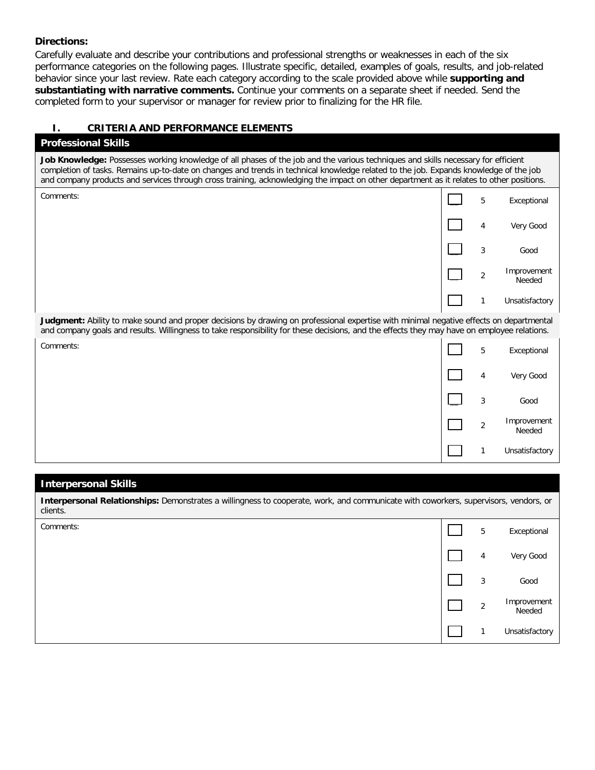**Directions:**

Carefully evaluate and describe your contributions and professional strengths or weaknesses in each of the six performance categories on the following pages. Illustrate specific, detailed, examples of goals, results, and job-related behavior since your last review. Rate each category according to the scale provided above while **supporting and substantiating with narrative comments.** Continue your comments on a separate sheet if needed. Send the completed form to your supervisor or manager for review prior to finalizing for the HR file.

## I. CRITERIA AND PERFORMANCE ELEMENTS

### Professional Skills

**Job Knowledge:** Possesses working knowledge of all phases of the job and the various techniques and skills necessary for efficient completion of tasks. Remains up-to-date on changes and trends in technical knowledge related to the job. Expands knowledge of the job and company products and services through cross training, acknowledging the impact on other department as it relates to other positions.

| Comments: | ☐ | 5 | Exceptional |
|---|---|---|---|
| | ☐ | 4 | Very Good |
| | ☐ | 3 | Good |
| | ☐ | 2 | Improvement Needed |
| | ☐ | 1 | Unsatisfactory |

**Judgment:** Ability to make sound and proper decisions by drawing on professional expertise with minimal negative effects on departmental and company goals and results. Willingness to take responsibility for these decisions, and the effects they may have on employee relations.

| Comments: | ☐ | 5 | Exceptional |
|---|---|---|---|
| | ☐ | 4 | Very Good |
| | ☐ | 3 | Good |
| | ☐ | 2 | Improvement Needed |
| | ☐ | 1 | Unsatisfactory |

### Interpersonal Skills

**Interpersonal Relationships:** Demonstrates a willingness to cooperate, work, and communicate with coworkers, supervisors, vendors, or clients.

| Comments: | ☐ | 5 | Exceptional |
|---|---|---|---|
| | ☐ | 4 | Very Good |
| | ☐ | 3 | Good |
| | ☐ | 2 | Improvement Needed |
| | ☐ | 1 | Unsatisfactory |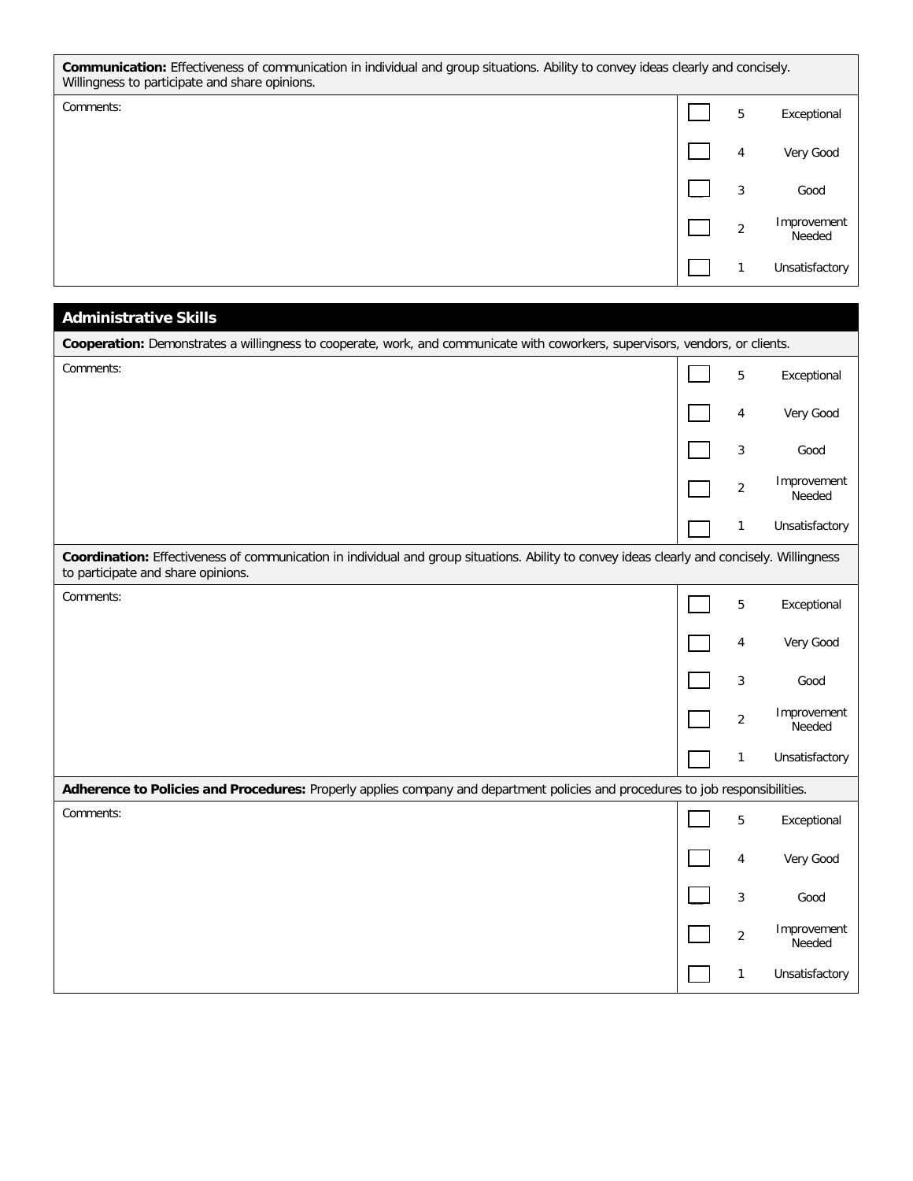**Communication:** Effectiveness of communication in individual and group situations. Ability to convey ideas clearly and concisely. Willingness to participate and share opinions.

| Comments: | | Rating | |
|---|---|---|---|
| | ☐ | 5 | Exceptional |
| | ☐ | 4 | Very Good |
| | ☐ | 3 | Good |
| | ☐ | 2 | Improvement Needed |
| | ☐ | 1 | Unsatisfactory |

## Administrative Skills

**Cooperation:** Demonstrates a willingness to cooperate, work, and communicate with coworkers, supervisors, vendors, or clients.

| Comments: | | Rating | |
|---|---|---|---|
| | ☐ | 5 | Exceptional |
| | ☐ | 4 | Very Good |
| | ☐ | 3 | Good |
| | ☐ | 2 | Improvement Needed |
| | ☐ | 1 | Unsatisfactory |

**Coordination:** Effectiveness of communication in individual and group situations. Ability to convey ideas clearly and concisely. Willingness to participate and share opinions.

| Comments: | | Rating | |
|---|---|---|---|
| | ☐ | 5 | Exceptional |
| | ☐ | 4 | Very Good |
| | ☐ | 3 | Good |
| | ☐ | 2 | Improvement Needed |
| | ☐ | 1 | Unsatisfactory |

**Adherence to Policies and Procedures:** Properly applies company and department policies and procedures to job responsibilities.

| Comments: | | Rating | |
|---|---|---|---|
| | ☐ | 5 | Exceptional |
| | ☐ | 4 | Very Good |
| | ☐ | 3 | Good |
| | ☐ | 2 | Improvement Needed |
| | ☐ | 1 | Unsatisfactory |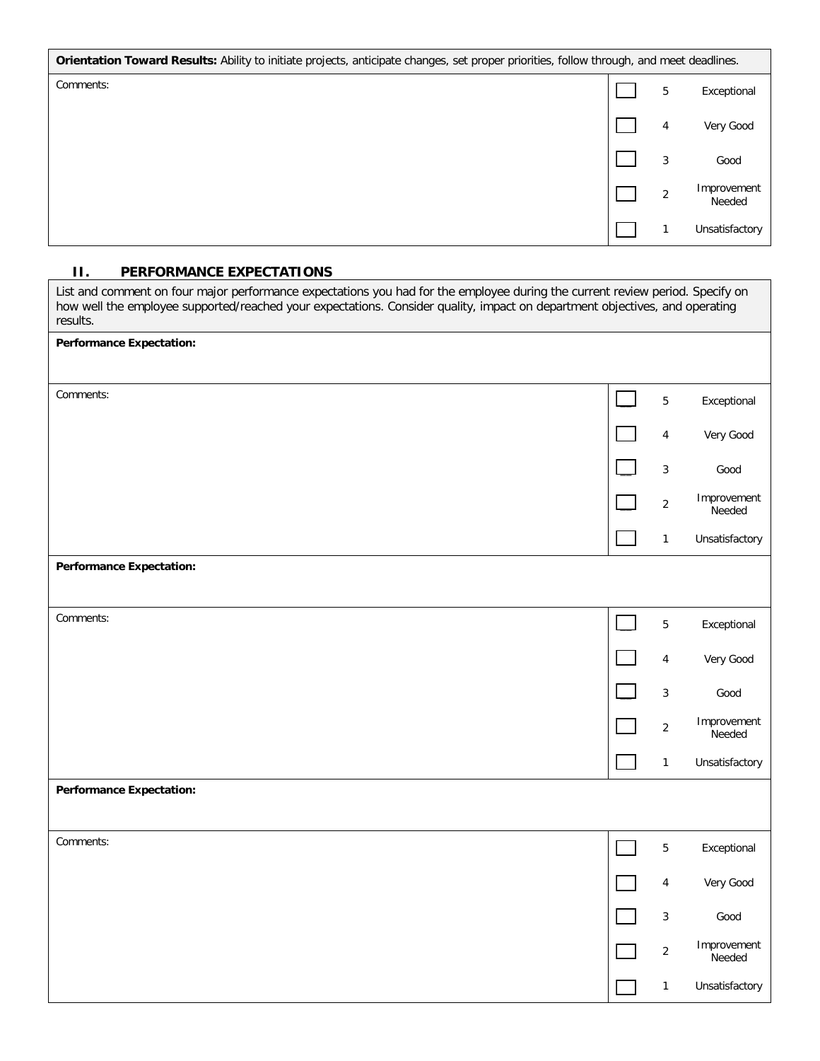| **Orientation Toward Results:** Ability to initiate projects, anticipate changes, set proper priorities, follow through, and meet deadlines. | | | |
|---|---|---|---|
| Comments: | ☐ | 5 | Exceptional |
| | ☐ | 4 | Very Good |
| | ☐ | 3 | Good |
| | ☐ | 2 | Improvement Needed |
| | ☐ | 1 | Unsatisfactory |

## II. PERFORMANCE EXPECTATIONS

| List and comment on four major performance expectations you had for the employee during the current review period. Specify on how well the employee supported/reached your expectations. Consider quality, impact on department objectives, and operating results. | | | |
|---|---|---|---|
| **Performance Expectation:** | | | |
| Comments: | ☐ | 5 | Exceptional |
| | ☐ | 4 | Very Good |
| | ☐ | 3 | Good |
| | ☐ | 2 | Improvement Needed |
| | ☐ | 1 | Unsatisfactory |
| **Performance Expectation:** | | | |
| Comments: | ☐ | 5 | Exceptional |
| | ☐ | 4 | Very Good |
| | ☐ | 3 | Good |
| | ☐ | 2 | Improvement Needed |
| | ☐ | 1 | Unsatisfactory |
| **Performance Expectation:** | | | |
| Comments: | ☐ | 5 | Exceptional |
| | ☐ | 4 | Very Good |
| | ☐ | 3 | Good |
| | ☐ | 2 | Improvement Needed |
| | ☐ | 1 | Unsatisfactory |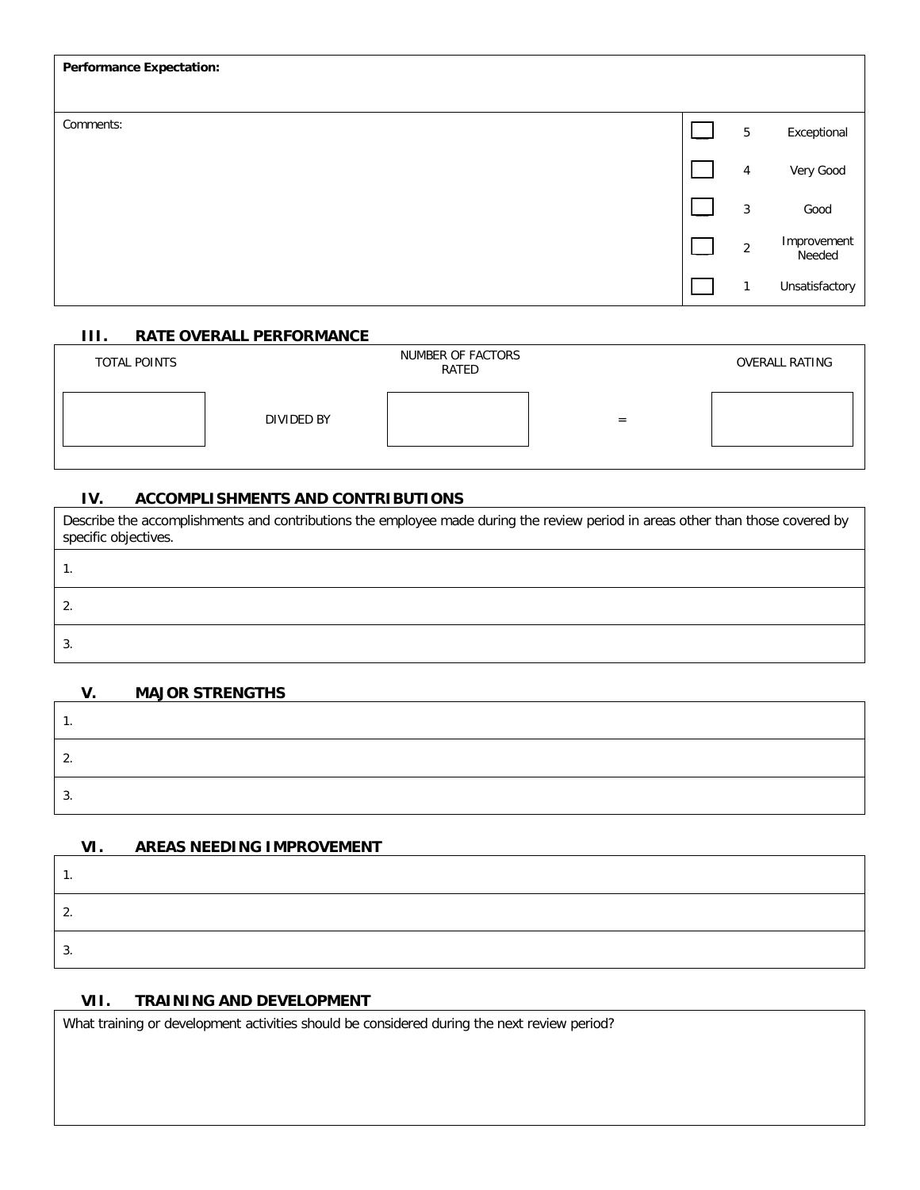| **Performance Expectation:** | | | |
|---|---|---|---|
| Comments: | ☐ | 5 | Exceptional |
| | ☐ | 4 | Very Good |
| | ☐ | 3 | Good |
| | ☐ | 2 | Improvement Needed |
| | ☐ | 1 | Unsatisfactory |

## III. RATE OVERALL PERFORMANCE

| TOTAL POINTS | | NUMBER OF FACTORS RATED | | OVERALL RATING |
|---|---|---|---|---|
| | DIVIDED BY | | = | |

## IV. ACCOMPLISHMENTS AND CONTRIBUTIONS

| Describe the accomplishments and contributions the employee made during the review period in areas other than those covered by specific objectives. |
|---|
| 1. |
| 2. |
| 3. |

## V. MAJOR STRENGTHS

| 1. |
|---|
| 2. |
| 3. |

## VI. AREAS NEEDING IMPROVEMENT

| 1. |
|---|
| 2. |
| 3. |

## VII. TRAINING AND DEVELOPMENT

| What training or development activities should be considered during the next review period? |
|---|
| |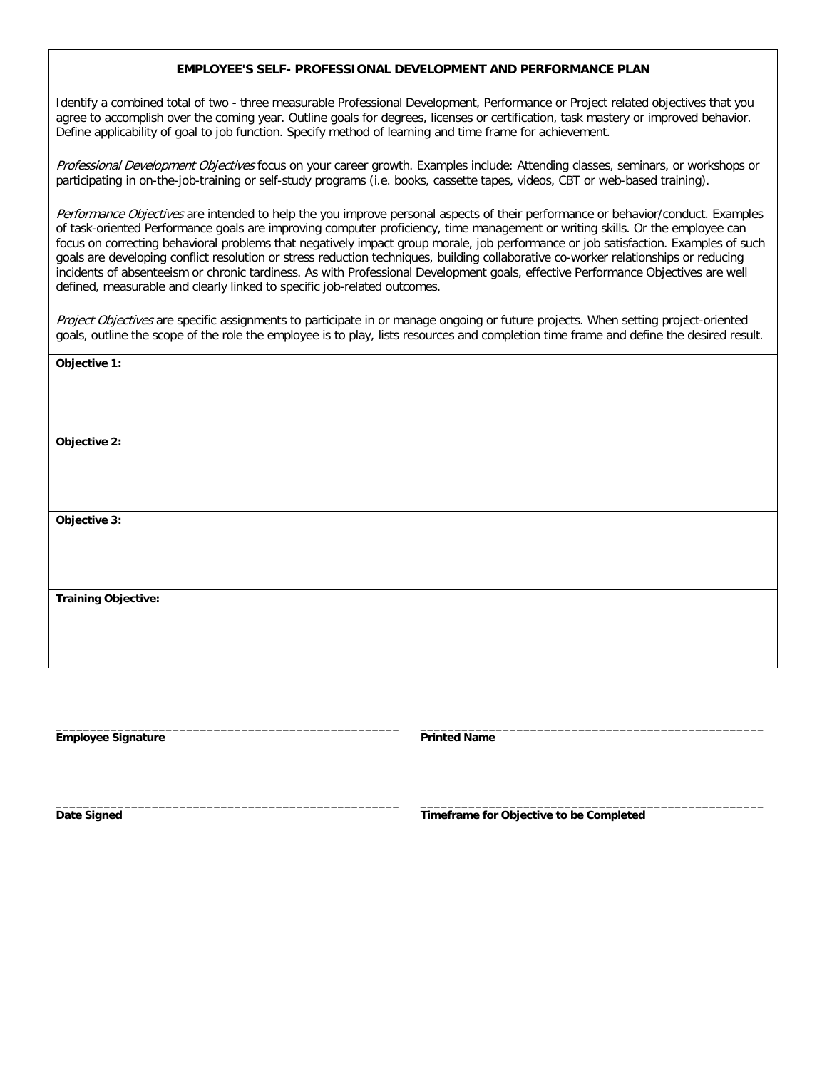## EMPLOYEE'S SELF- PROFESSIONAL DEVELOPMENT AND PERFORMANCE PLAN

Identify a combined total of two - three measurable Professional Development, Performance or Project related objectives that you agree to accomplish over the coming year. Outline goals for degrees, licenses or certification, task mastery or improved behavior. Define applicability of goal to job function. Specify method of learning and time frame for achievement.

*Professional Development Objectives* focus on your career growth. Examples include: Attending classes, seminars, or workshops or participating in on-the-job-training or self-study programs (i.e. books, cassette tapes, videos, CBT or web-based training).

*Performance Objectives* are intended to help the you improve personal aspects of their performance or behavior/conduct. Examples of task-oriented Performance goals are improving computer proficiency, time management or writing skills. Or the employee can focus on correcting behavioral problems that negatively impact group morale, job performance or job satisfaction. Examples of such goals are developing conflict resolution or stress reduction techniques, building collaborative co-worker relationships or reducing incidents of absenteeism or chronic tardiness. As with Professional Development goals, effective Performance Objectives are well defined, measurable and clearly linked to specific job-related outcomes.

*Project Objectives* are specific assignments to participate in or manage ongoing or future projects. When setting project-oriented goals, outline the scope of the role the employee is to play, lists resources and completion time frame and define the desired result.

**Objective 1:**

**Objective 2:**

**Objective 3:**

**Training Objective:**

_________________________________________________ **Employee Signature**

_________________________________________________ **Printed Name**

_________________________________________________ **Date Signed**

_________________________________________________ **Timeframe for Objective to be Completed**